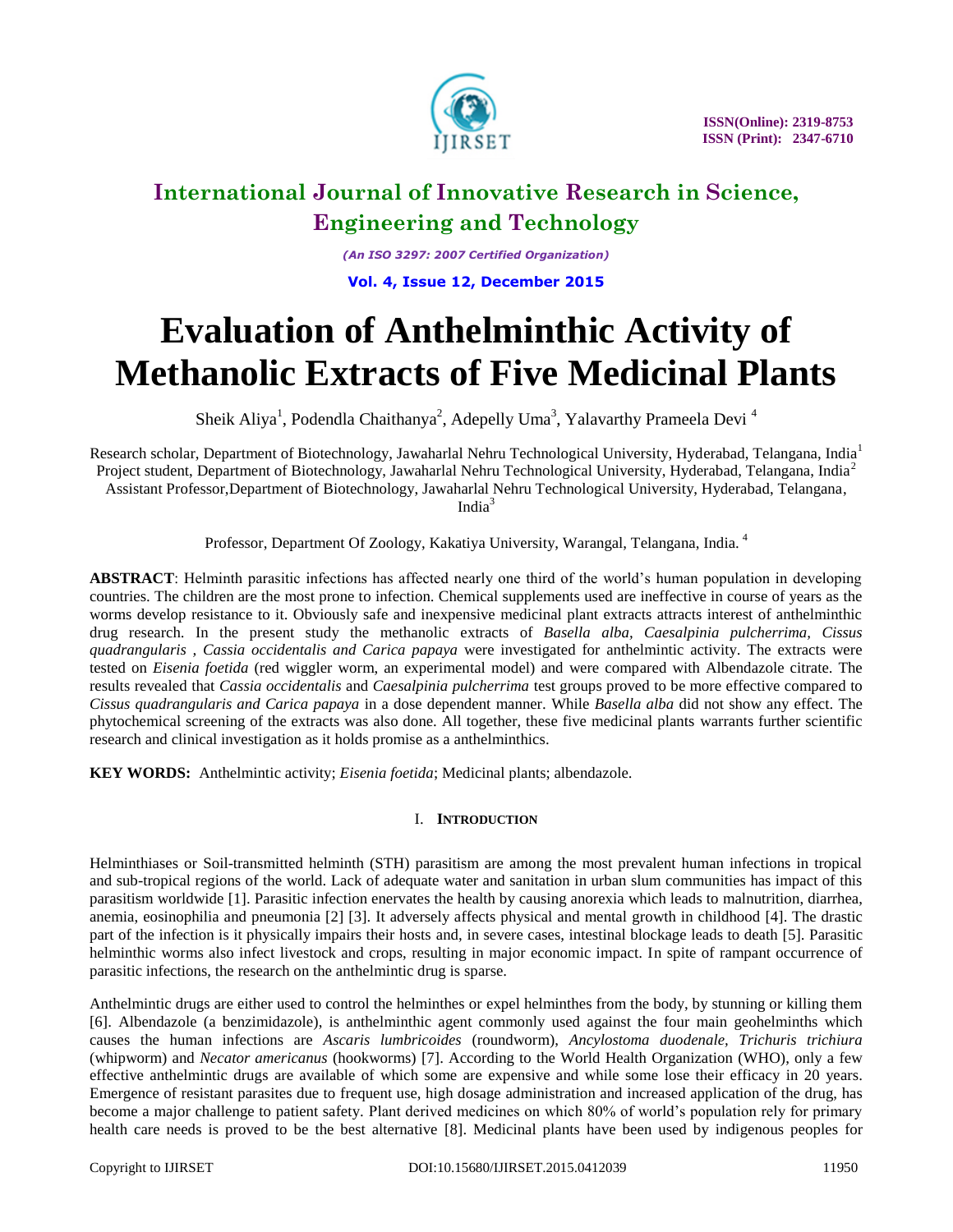# Evaluation of Anthelminthic Activity of Methanolic Extracts of Five Medicinal Plants

Sheik Aliya[1], Podendla Chaithanya[2], Adepelly Uma[3], Yalavarthy Prameela Devi [4]

Research scholar, Department of Biotechnology, Jawaharlal Nehru Technological University, Hyderabad, Telangana, India[1]
Project student, Department of Biotechnology, Jawaharlal Nehru Technological University, Hyderabad, Telangana, India[2]
Assistant Professor,Department of Biotechnology, Jawaharlal Nehru Technological University, Hyderabad, Telangana, India[3]

Professor, Department Of Zoology, Kakatiya University, Warangal, Telangana, India. [4]

**ABSTRACT**: Helminth parasitic infections has affected nearly one third of the world's human population in developing countries. The children are the most prone to infection. Chemical supplements used are ineffective in course of years as the worms develop resistance to it. Obviously safe and inexpensive medicinal plant extracts attracts interest of anthelminthic drug research. In the present study the methanolic extracts of *Basella alba, Caesalpinia pulcherrima, Cissus quadrangularis , Cassia occidentalis and Carica papaya* were investigated for anthelmintic activity. The extracts were tested on *Eisenia foetida* (red wiggler worm, an experimental model) and were compared with Albendazole citrate. The results revealed that *Cassia occidentalis* and *Caesalpinia pulcherrima* test groups proved to be more effective compared to *Cissus quadrangularis and Carica papaya* in a dose dependent manner. While *Basella alba* did not show any effect. The phytochemical screening of the extracts was also done. All together, these five medicinal plants warrants further scientific research and clinical investigation as it holds promise as a anthelminthics.

**KEY WORDS:** Anthelmintic activity; *Eisenia foetida*; Medicinal plants; albendazole.

## I. INTRODUCTION

Helminthiases or Soil-transmitted helminth (STH) parasitism are among the most prevalent human infections in tropical and sub-tropical regions of the world. Lack of adequate water and sanitation in urban slum communities has impact of this parasitism worldwide [1]. Parasitic infection enervates the health by causing anorexia which leads to malnutrition, diarrhea, anemia, eosinophilia and pneumonia [2] [3]. It adversely affects physical and mental growth in childhood [4]. The drastic part of the infection is it physically impairs their hosts and, in severe cases, intestinal blockage leads to death [5]. Parasitic helminthic worms also infect livestock and crops, resulting in major economic impact. In spite of rampant occurrence of parasitic infections, the research on the anthelmintic drug is sparse.

Anthelmintic drugs are either used to control the helminthes or expel helminthes from the body, by stunning or killing them [6]. Albendazole (a benzimidazole), is anthelminthic agent commonly used against the four main geohelminths which causes the human infections are *Ascaris lumbricoides* (roundworm), *Ancylostoma duodenale, Trichuris trichiura* (whipworm) and *Necator americanus* (hookworms) [7]. According to the World Health Organization (WHO), only a few effective anthelmintic drugs are available of which some are expensive and while some lose their efficacy in 20 years. Emergence of resistant parasites due to frequent use, high dosage administration and increased application of the drug, has become a major challenge to patient safety. Plant derived medicines on which 80% of world's population rely for primary health care needs is proved to be the best alternative [8]. Medicinal plants have been used by indigenous peoples for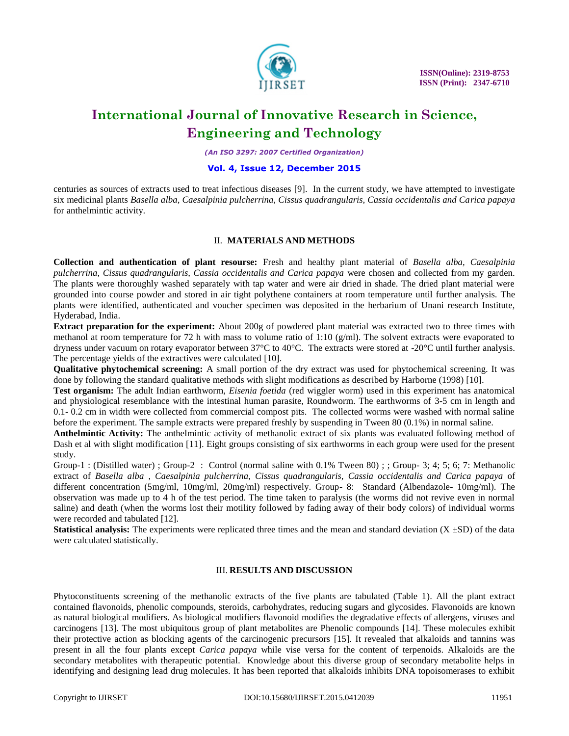centuries as sources of extracts used to treat infectious diseases [9]. In the current study, we have attempted to investigate six medicinal plants *Basella alba, Caesalpinia pulcherrina, Cissus quadrangularis, Cassia occidentalis and Carica papaya* for anthelmintic activity.

## II. MATERIALS AND METHODS

**Collection and authentication of plant resourse:** Fresh and healthy plant material of *Basella alba, Caesalpinia pulcherrina, Cissus quadrangularis, Cassia occidentalis and Carica papaya* were chosen and collected from my garden. The plants were thoroughly washed separately with tap water and were air dried in shade. The dried plant material were grounded into course powder and stored in air tight polythene containers at room temperature until further analysis. The plants were identified, authenticated and voucher specimen was deposited in the herbarium of Unani research Institute, Hyderabad, India.

**Extract preparation for the experiment:** About 200g of powdered plant material was extracted two to three times with methanol at room temperature for 72 h with mass to volume ratio of 1:10 (g/ml). The solvent extracts were evaporated to dryness under vacuum on rotary evaporator between 37°C to 40°C. The extracts were stored at -20°C until further analysis. The percentage yields of the extractives were calculated [10].

**Qualitative phytochemical screening:** A small portion of the dry extract was used for phytochemical screening. It was done by following the standard qualitative methods with slight modifications as described by Harborne (1998) [10].

**Test organism:** The adult Indian earthworm, *Eisenia foetida* (red wiggler worm) used in this experiment has anatomical and physiological resemblance with the intestinal human parasite, Roundworm. The earthworms of 3-5 cm in length and 0.1- 0.2 cm in width were collected from commercial compost pits. The collected worms were washed with normal saline before the experiment. The sample extracts were prepared freshly by suspending in Tween 80 (0.1%) in normal saline.

**Anthelmintic Activity:** The anthelmintic activity of methanolic extract of six plants was evaluated following method of Dash et al with slight modification [11]. Eight groups consisting of six earthworms in each group were used for the present study.

Group-1 : (Distilled water) ; Group-2 : Control (normal saline with 0.1% Tween 80) ; ; Group- 3; 4; 5; 6; 7: Methanolic extract of *Basella alba* , *Caesalpinia pulcherrina, Cissus quadrangularis, Cassia occidentalis and Carica papaya* of different concentration (5mg/ml, 10mg/ml, 20mg/ml) respectively. Group- 8: Standard (Albendazole- 10mg/ml). The observation was made up to 4 h of the test period. The time taken to paralysis (the worms did not revive even in normal saline) and death (when the worms lost their motility followed by fading away of their body colors) of individual worms were recorded and tabulated [12].

**Statistical analysis:** The experiments were replicated three times and the mean and standard deviation (X ±SD) of the data were calculated statistically.

## III. RESULTS AND DISCUSSION

Phytoconstituents screening of the methanolic extracts of the five plants are tabulated (Table 1). All the plant extract contained flavonoids, phenolic compounds, steroids, carbohydrates, reducing sugars and glycosides. Flavonoids are known as natural biological modifiers. As biological modifiers flavonoid modifies the degradative effects of allergens, viruses and carcinogens [13]. The most ubiquitous group of plant metabolites are Phenolic compounds [14]. These molecules exhibit their protective action as blocking agents of the carcinogenic precursors [15]. It revealed that alkaloids and tannins was present in all the four plants except *Carica papaya* while vise versa for the content of terpenoids. Alkaloids are the secondary metabolites with therapeutic potential. Knowledge about this diverse group of secondary metabolite helps in identifying and designing lead drug molecules. It has been reported that alkaloids inhibits DNA topoisomerases to exhibit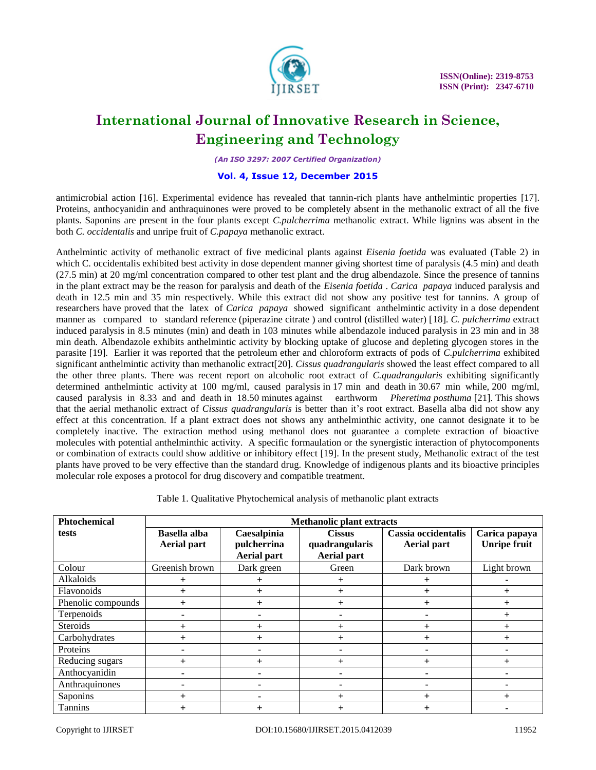antimicrobial action [16]. Experimental evidence has revealed that tannin-rich plants have anthelmintic properties [17]. Proteins, anthocyanidin and anthraquinones were proved to be completely absent in the methanolic extract of all the five plants. Saponins are present in the four plants except *C.pulcherrima* methanolic extract. While lignins was absent in the both *C. occidentalis* and unripe fruit of *C.papaya* methanolic extract.

Anthelmintic activity of methanolic extract of five medicinal plants against *Eisenia foetida* was evaluated (Table 2) in which C. occidentalis exhibited best activity in dose dependent manner giving shortest time of paralysis (4.5 min) and death (27.5 min) at 20 mg/ml concentration compared to other test plant and the drug albendazole. Since the presence of tannins in the plant extract may be the reason for paralysis and death of the *Eisenia foetida* . *Carica papaya* induced paralysis and death in 12.5 min and 35 min respectively. While this extract did not show any positive test for tannins. A group of researchers have proved that the latex of *Carica papaya* showed significant anthelmintic activity in a dose dependent manner as compared to standard reference (piperazine citrate ) and control (distilled water) [18]. *C. pulcherrima* extract induced paralysis in 8.5 minutes (min) and death in 103 minutes while albendazole induced paralysis in 23 min and in 38 min death. Albendazole exhibits anthelmintic activity by blocking uptake of glucose and depleting glycogen stores in the parasite [19]. Earlier it was reported that the petroleum ether and chloroform extracts of pods of *C.pulcherrima* exhibited significant anthelmintic activity than methanolic extract[20]. *Cissus quadrangularis* showed the least effect compared to all the other three plants. There was recent report on alcoholic root extract of *C.quadrangularis* exhibiting significantly determined anthelmintic activity at 100 mg/ml, caused paralysis in 17 min and death in 30.67 min while, 200 mg/ml, caused paralysis in 8.33 and and death in 18.50 minutes against earthworm *Pheretima posthuma* [21]. This shows that the aerial methanolic extract of *Cissus quadrangularis* is better than it's root extract. Basella alba did not show any effect at this concentration. If a plant extract does not shows any anthelminthic activity, one cannot designate it to be completely inactive. The extraction method using methanol does not guarantee a complete extraction of bioactive molecules with potential anthelminthic activity. A specific formaulation or the synergistic interaction of phytocomponents or combination of extracts could show additive or inhibitory effect [19]. In the present study, Methanolic extract of the test plants have proved to be very effective than the standard drug. Knowledge of indigenous plants and its bioactive principles molecular role exposes a protocol for drug discovery and compatible treatment.

Table 1. Qualitative Phytochemical analysis of methanolic plant extracts

| Phtochemical tests | Methanolic plant extracts | | | | |
|---|---|---|---|---|---|
| | **Basella alba Aerial part** | **Caesalpinia pulcherrina Aerial part** | **Cissus quadrangularis Aerial part** | **Cassia occidentalis Aerial part** | **Carica papaya Unripe fruit** |
| Colour | Greenish brown | Dark green | Green | Dark brown | Light brown |
| Alkaloids | + | + | + | + | - |
| Flavonoids | + | + | + | + | + |
| Phenolic compounds | + | + | + | + | + |
| Terpenoids | - | - | - | - | + |
| Steroids | + | + | + | + | + |
| Carbohydrates | + | + | + | + | + |
| Proteins | - | - | - | - | - |
| Reducing sugars | + | + | + | + | + |
| Anthocyanidin | - | - | - | - | - |
| Anthraquinones | - | - | - | - | - |
| Saponins | + | - | + | + | + |
| Tannins | + | + | + | + | - |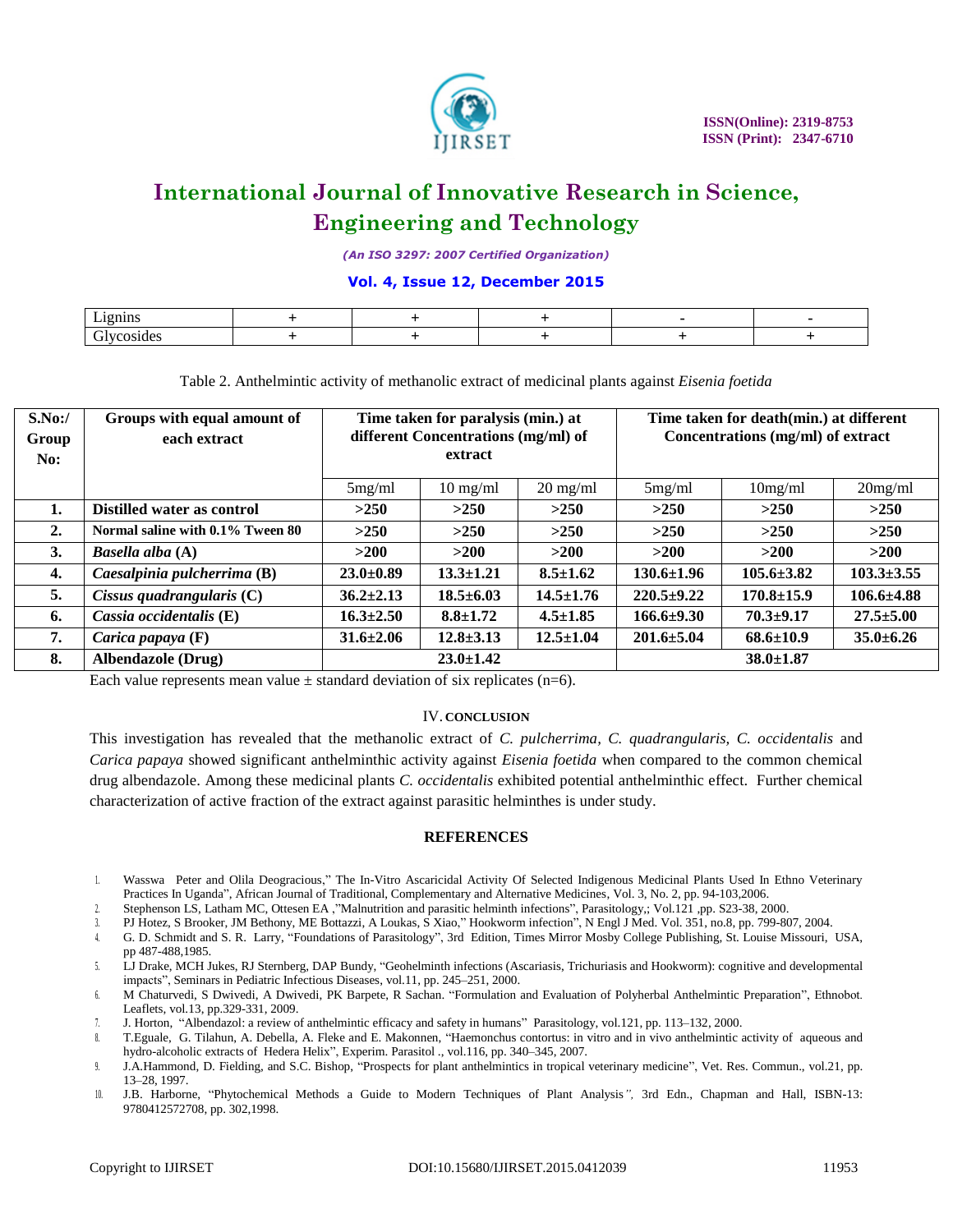| Lignins | + | + | + | - | - |
|---|---|---|---|---|---|
| Glycosides | + | + | + | + | + |

Table 2. Anthelmintic activity of methanolic extract of medicinal plants against *Eisenia foetida*

| S.No:/ Group No: | Groups with equal amount of each extract | Time taken for paralysis (min.) at different Concentrations (mg/ml) of extract | | | Time taken for death(min.) at different Concentrations (mg/ml) of extract | | |
|---|---|---|---|---|---|---|---|
| | | 5mg/ml | 10 mg/ml | 20 mg/ml | 5mg/ml | 10mg/ml | 20mg/ml |
| **1.** | **Distilled water as control** | **>250** | **>250** | **>250** | **>250** | **>250** | **>250** |
| **2.** | **Normal saline with 0.1% Tween 80** | **>250** | **>250** | **>250** | **>250** | **>250** | **>250** |
| **3.** | ***Basella alba* (A)** | **>200** | **>200** | **>200** | **>200** | **>200** | **>200** |
| **4.** | ***Caesalpinia pulcherrima* (B)** | **23.0±0.89** | **13.3±1.21** | **8.5±1.62** | **130.6±1.96** | **105.6±3.82** | **103.3±3.55** |
| **5.** | ***Cissus quadrangularis* (C)** | **36.2±2.13** | **18.5±6.03** | **14.5±1.76** | **220.5±9.22** | **170.8±15.9** | **106.6±4.88** |
| **6.** | ***Cassia occidentalis* (E)** | **16.3±2.50** | **8.8±1.72** | **4.5±1.85** | **166.6±9.30** | **70.3±9.17** | **27.5±5.00** |
| **7.** | ***Carica papaya* (F)** | **31.6±2.06** | **12.8±3.13** | **12.5±1.04** | **201.6±5.04** | **68.6±10.9** | **35.0±6.26** |
| **8.** | **Albendazole (Drug)** | **23.0±1.42** | | | **38.0±1.87** | | |

Each value represents mean value ± standard deviation of six replicates (n=6).

## IV. CONCLUSION

This investigation has revealed that the methanolic extract of *C. pulcherrima, C. quadrangularis, C. occidentalis* and *Carica papaya* showed significant anthelminthic activity against *Eisenia foetida* when compared to the common chemical drug albendazole. Among these medicinal plants *C. occidentalis* exhibited potential anthelminthic effect. Further chemical characterization of active fraction of the extract against parasitic helminthes is under study.

## REFERENCES

1. Wasswa Peter and Olila Deogracious," The In-Vitro Ascaricidal Activity Of Selected Indigenous Medicinal Plants Used In Ethno Veterinary Practices In Uganda", African Journal of Traditional, Complementary and Alternative Medicines, Vol. 3, No. 2, pp. 94-103,2006.
2. Stephenson LS, Latham MC, Ottesen EA ,"Malnutrition and parasitic helminth infections", Parasitology,; Vol.121 ,pp. S23-38, 2000.
3. PJ Hotez, S Brooker, JM Bethony, ME Bottazzi, A Loukas, S Xiao," Hookworm infection", N Engl J Med. vol. 351, no.8, pp. 799-807, 2004.
4. G. D. Schmidt and S. R. Larry, "Foundations of Parasitology", 3rd Edition, Times Mirror Mosby College Publishing, St. Louise Missouri, USA, pp 487-488,1985.
5. LJ Drake, MCH Jukes, RJ Sternberg, DAP Bundy, "Geohelminth infections (Ascariasis, Trichuriasis and Hookworm): cognitive and developmental impacts", Seminars in Pediatric Infectious Diseases, vol.11, pp. 245–251, 2000.
6. M Chaturvedi, S Dwivedi, A Dwivedi, PK Barpete, R Sachan. "Formulation and Evaluation of Polyherbal Anthelmintic Preparation", Ethnobot. Leaflets, vol.13, pp.329-331, 2009.
7. J. Horton, "Albendazol: a review of anthelmintic efficacy and safety in humans" Parasitology, vol.121, pp. 113–132, 2000.
8. T.Eguale, G. Tilahun, A. Debella, A. Fleke and E. Makonnen, "Haemonchus contortus: in vitro and in vivo anthelmintic activity of aqueous and hydro-alcoholic extracts of Hedera Helix", Experim. Parasitol ., vol.116, pp. 340–345, 2007.
9. J.A.Hammond, D. Fielding, and S.C. Bishop, "Prospects for plant anthelmintics in tropical veterinary medicine", Vet. Res. Commun., vol.21, pp. 13–28, 1997.
10. J.B. Harborne, "Phytochemical Methods a Guide to Modern Techniques of Plant Analysis", 3rd Edn., Chapman and Hall, ISBN-13: 9780412572708, pp. 302,1998.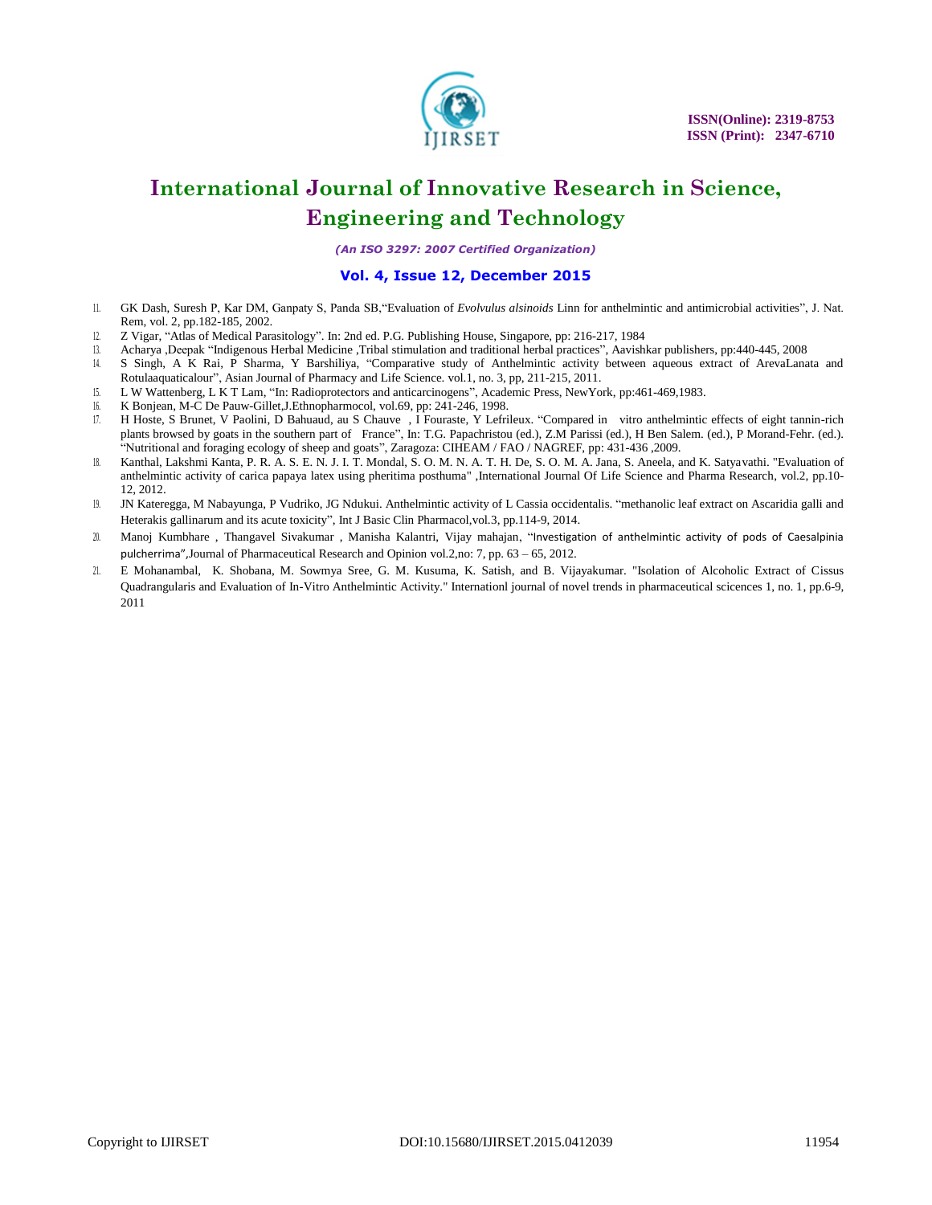11. GK Dash, Suresh P, Kar DM, Ganpaty S, Panda SB,"Evaluation of *Evolvulus alsinoids* Linn for anthelmintic and antimicrobial activities", J. Nat. Rem, vol. 2, pp.182-185, 2002.
12. Z Vigar, "Atlas of Medical Parasitology". In: 2nd ed. P.G. Publishing House, Singapore, pp: 216-217, 1984
13. Acharya ,Deepak "Indigenous Herbal Medicine ,Tribal stimulation and traditional herbal practices", Aavishkar publishers, pp:440-445, 2008
14. S Singh, A K Rai, P Sharma, Y Barshiliya, "Comparative study of Anthelmintic activity between aqueous extract of ArevaLanata and Rotulaaquaticalour", Asian Journal of Pharmacy and Life Science. vol.1, no. 3, pp, 211-215, 2011.
15. L W Wattenberg, L K T Lam, "In: Radioprotectors and anticarcinogens", Academic Press, NewYork, pp:461-469,1983.
16. K Bonjean, M-C De Pauw-Gillet,J.Ethnopharmocol, vol.69, pp: 241-246, 1998.
17. H Hoste, S Brunet, V Paolini, D Bahuaud, au S Chauve , I Fouraste, Y Lefrileux. "Compared in vitro anthelmintic effects of eight tannin-rich plants browsed by goats in the southern part of France", In: T.G. Papachristou (ed.), Z.M Parissi (ed.), H Ben Salem. (ed.), P Morand-Fehr. (ed.). "Nutritional and foraging ecology of sheep and goats", Zaragoza: CIHEAM / FAO / NAGREF, pp: 431-436 ,2009.
18. Kanthal, Lakshmi Kanta, P. R. A. S. E. N. J. I. T. Mondal, S. O. M. N. A. T. H. De, S. O. M. A. Jana, S. Aneela, and K. Satyavathi. "Evaluation of anthelmintic activity of carica papaya latex using pheritima posthuma" ,International Journal Of Life Science and Pharma Research, vol.2, pp.10-12, 2012.
19. JN Kateregga, M Nabayunga, P Vudriko, JG Ndukui. Anthelmintic activity of L Cassia occidentalis. "methanolic leaf extract on Ascaridia galli and Heterakis gallinarum and its acute toxicity", Int J Basic Clin Pharmacol,vol.3, pp.114-9, 2014.
20. Manoj Kumbhare , Thangavel Sivakumar , Manisha Kalantri, Vijay mahajan, "Investigation of anthelmintic activity of pods of Caesalpinia pulcherrima",Journal of Pharmaceutical Research and Opinion vol.2,no: 7, pp. 63 – 65, 2012.
21. E Mohanambal, K. Shobana, M. Sowmya Sree, G. M. Kusuma, K. Satish, and B. Vijayakumar. "Isolation of Alcoholic Extract of Cissus Quadrangularis and Evaluation of In-Vitro Anthelmintic Activity." Internationl journal of novel trends in pharmaceutical scicences 1, no. 1, pp.6-9, 2011